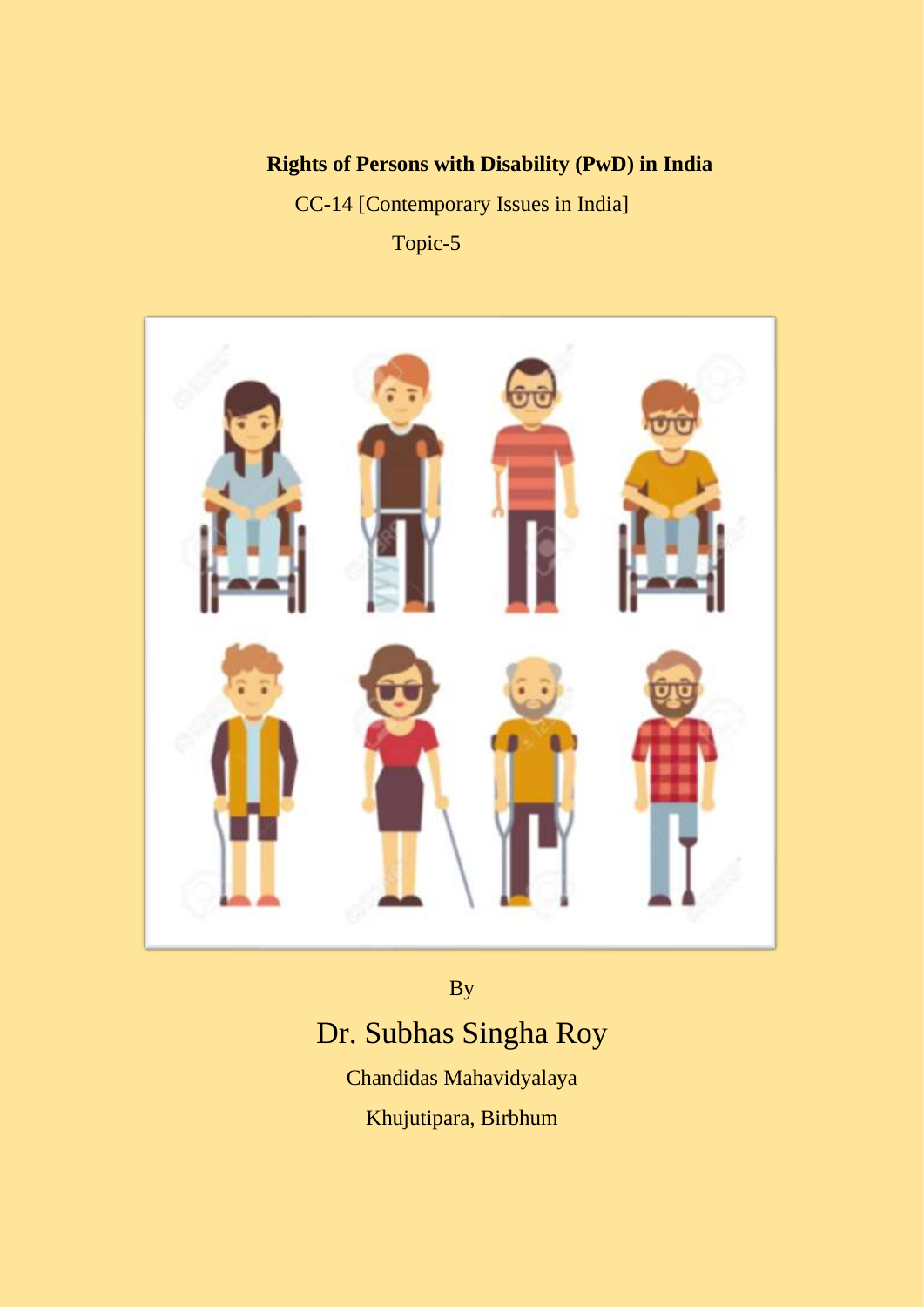# Rights of Persons with Disability (PwD) in India

CC-14 [Contemporary Issues in India]

Topic-5

By

Dr. Subhas Singha Roy

Chandidas Mahavidyalaya

Khujutipara, Birbhum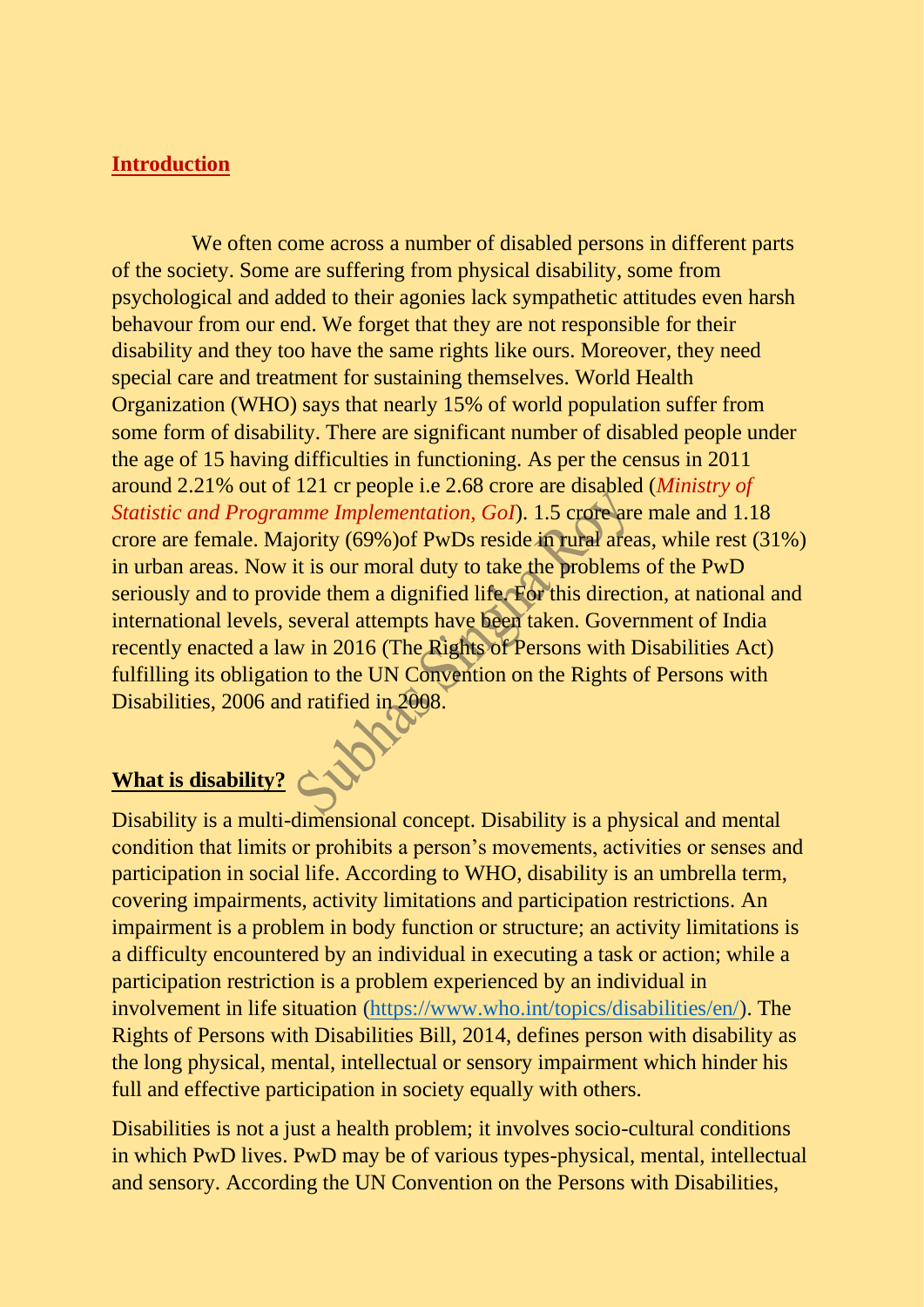## Introduction

We often come across a number of disabled persons in different parts of the society. Some are suffering from physical disability, some from psychological and added to their agonies lack sympathetic attitudes even harsh behaviour from our end. We forget that they are not responsible for their disability and they too have the same rights like ours. Moreover, they need special care and treatment for sustaining themselves. World Health Organization (WHO) says that nearly 15% of world population suffer from some form of disability. There are significant number of disabled people under the age of 15 having difficulties in functioning. As per the census in 2011 around 2.21% out of 121 cr people i.e 2.68 crore are disabled (*Ministry of Statistic and Programme Implementation, GoI*). 1.5 crore are male and 1.18 crore are female. Majority (69%)of PwDs reside in rural areas, while rest (31%) in urban areas. Now it is our moral duty to take the problems of the PwD seriously and to provide them a dignified life. For this direction, at national and international levels, several attempts have been taken. Government of India recently enacted a law in 2016 (The Rights of Persons with Disabilities Act) fulfilling its obligation to the UN Convention on the Rights of Persons with Disabilities, 2006 and ratified in 2008.

## What is disability?

Disability is a multi-dimensional concept. Disability is a physical and mental condition that limits or prohibits a person's movements, activities or senses and participation in social life. According to WHO, disability is an umbrella term, covering impairments, activity limitations and participation restrictions. An impairment is a problem in body function or structure; an activity limitations is a difficulty encountered by an individual in executing a task or action; while a participation restriction is a problem experienced by an individual in involvement in life situation (https://www.who.int/topics/disabilities/en/). The Rights of Persons with Disabilities Bill, 2014, defines person with disability as the long physical, mental, intellectual or sensory impairment which hinder his full and effective participation in society equally with others.

Disabilities is not a just a health problem; it involves socio-cultural conditions in which PwD lives. PwD may be of various types-physical, mental, intellectual and sensory. According the UN Convention on the Persons with Disabilities,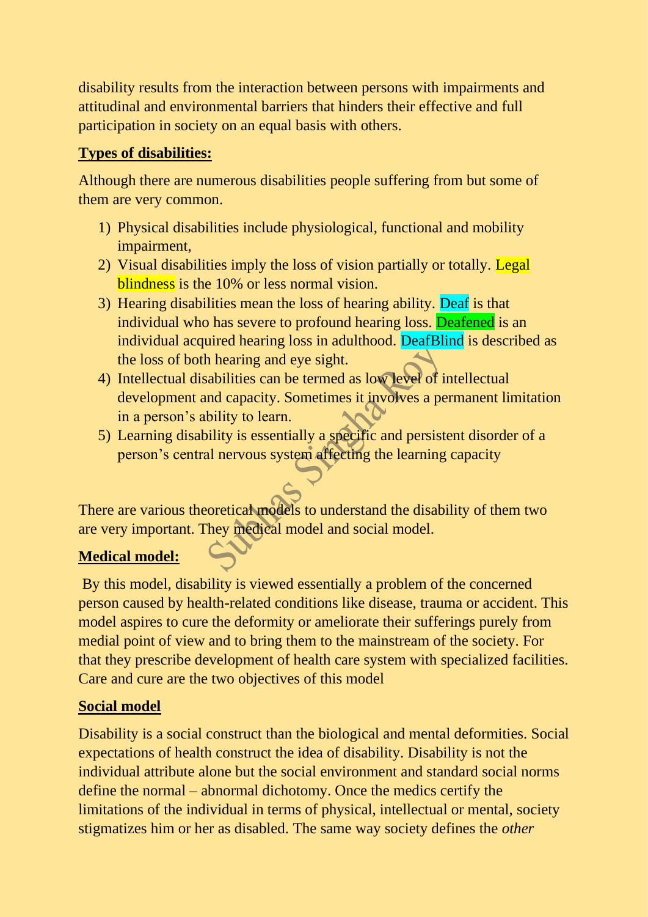disability results from the interaction between persons with impairments and attitudinal and environmental barriers that hinders their effective and full participation in society on an equal basis with others.

**Types of disabilities:**

Although there are numerous disabilities people suffering from but some of them are very common.

1) Physical disabilities include physiological, functional and mobility impairment,
2) Visual disabilities imply the loss of vision partially or totally. Legal blindness is the 10% or less normal vision.
3) Hearing disabilities mean the loss of hearing ability. Deaf is that individual who has severe to profound hearing loss. Deafened is an individual acquired hearing loss in adulthood. DeafBlind is described as the loss of both hearing and eye sight.
4) Intellectual disabilities can be termed as low level of intellectual development and capacity. Sometimes it involves a permanent limitation in a person's ability to learn.
5) Learning disability is essentially a specific and persistent disorder of a person's central nervous system affecting the learning capacity

There are various theoretical models to understand the disability of them two are very important. They medical model and social model.

**Medical model:**

By this model, disability is viewed essentially a problem of the concerned person caused by health-related conditions like disease, trauma or accident. This model aspires to cure the deformity or ameliorate their sufferings purely from medial point of view and to bring them to the mainstream of the society. For that they prescribe development of health care system with specialized facilities. Care and cure are the two objectives of this model

**Social model**

Disability is a social construct than the biological and mental deformities. Social expectations of health construct the idea of disability. Disability is not the individual attribute alone but the social environment and standard social norms define the normal – abnormal dichotomy. Once the medics certify the limitations of the individual in terms of physical, intellectual or mental, society stigmatizes him or her as disabled. The same way society defines the *other*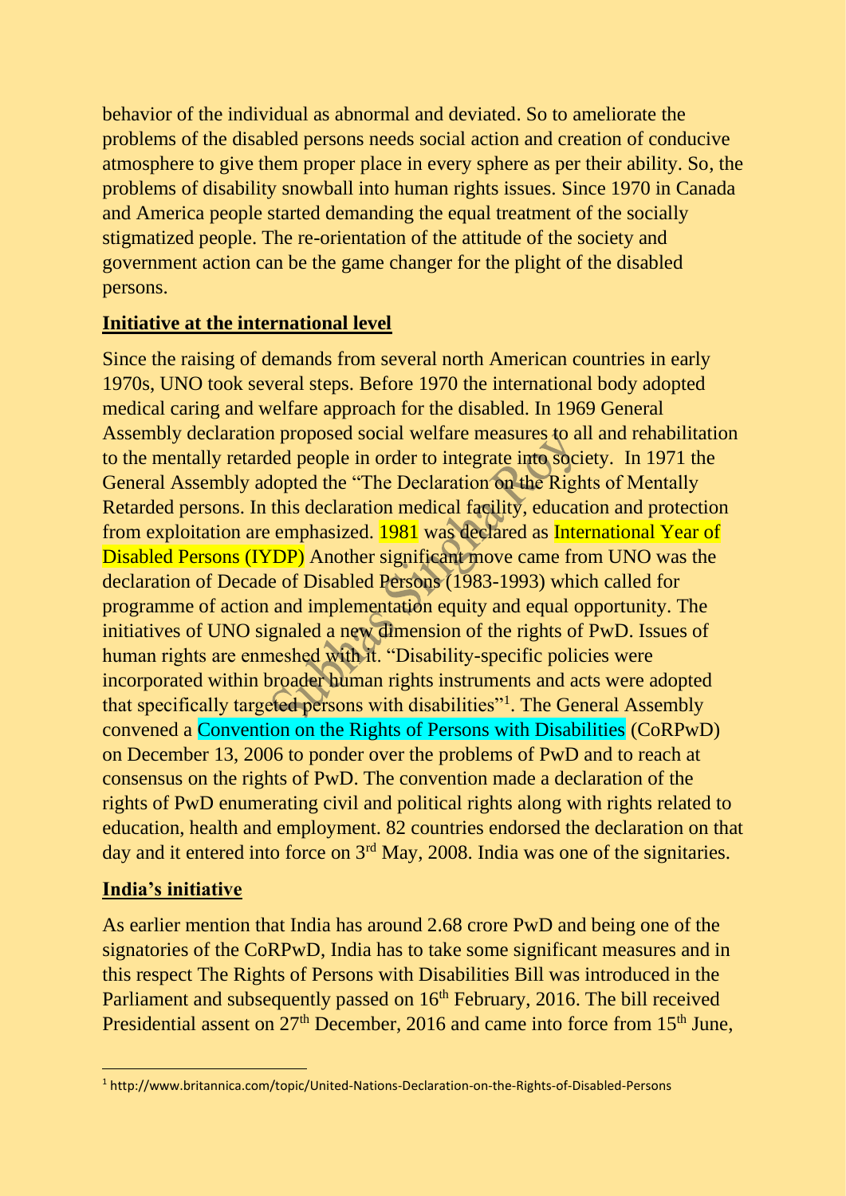behavior of the individual as abnormal and deviated. So to ameliorate the problems of the disabled persons needs social action and creation of conducive atmosphere to give them proper place in every sphere as per their ability. So, the problems of disability snowball into human rights issues. Since 1970 in Canada and America people started demanding the equal treatment of the socially stigmatized people. The re-orientation of the attitude of the society and government action can be the game changer for the plight of the disabled persons.

## **Initiative at the international level**

Since the raising of demands from several north American countries in early 1970s, UNO took several steps. Before 1970 the international body adopted medical caring and welfare approach for the disabled. In 1969 General Assembly declaration proposed social welfare measures to all and rehabilitation to the mentally retarded people in order to integrate into society. In 1971 the General Assembly adopted the "The Declaration on the Rights of Mentally Retarded persons. In this declaration medical facility, education and protection from exploitation are emphasized. 1981 was declared as International Year of Disabled Persons (IYDP) Another significant move came from UNO was the declaration of Decade of Disabled Persons (1983-1993) which called for programme of action and implementation equity and equal opportunity. The initiatives of UNO signaled a new dimension of the rights of PwD. Issues of human rights are enmeshed with it. "Disability-specific policies were incorporated within broader human rights instruments and acts were adopted that specifically targeted persons with disabilities"[1]. The General Assembly convened a Convention on the Rights of Persons with Disabilities (CoRPwD) on December 13, 2006 to ponder over the problems of PwD and to reach at consensus on the rights of PwD. The convention made a declaration of the rights of PwD enumerating civil and political rights along with rights related to education, health and employment. 82 countries endorsed the declaration on that day and it entered into force on 3rd May, 2008. India was one of the signitaries.

## **India's initiative**

As earlier mention that India has around 2.68 crore PwD and being one of the signatories of the CoRPwD, India has to take some significant measures and in this respect The Rights of Persons with Disabilities Bill was introduced in the Parliament and subsequently passed on 16th February, 2016. The bill received Presidential assent on 27th December, 2016 and came into force from 15th June,

[1] http://www.britannica.com/topic/United-Nations-Declaration-on-the-Rights-of-Disabled-Persons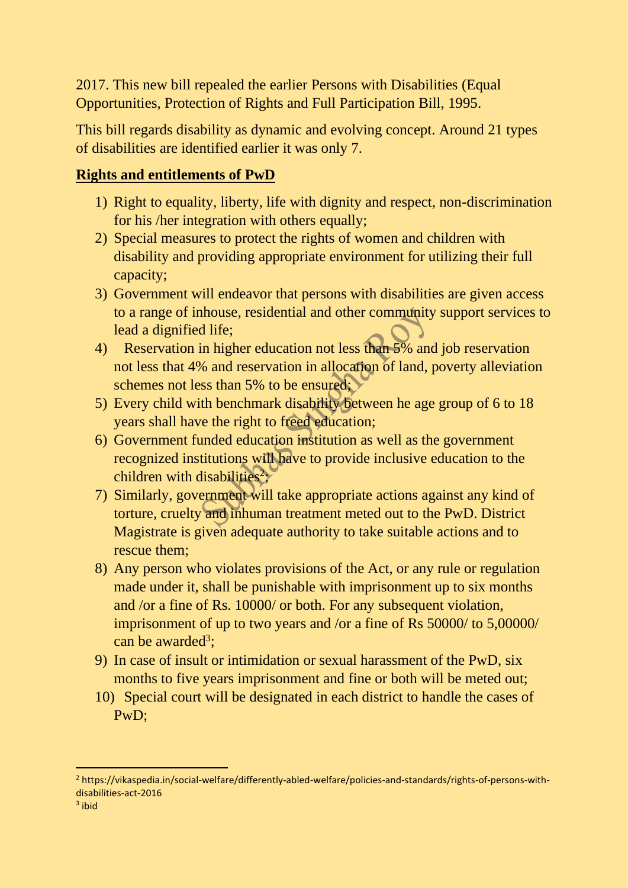2017. This new bill repealed the earlier Persons with Disabilities (Equal Opportunities, Protection of Rights and Full Participation Bill, 1995.

This bill regards disability as dynamic and evolving concept. Around 21 types of disabilities are identified earlier it was only 7.

**Rights and entitlements of PwD**

1) Right to equality, liberty, life with dignity and respect, non-discrimination for his /her integration with others equally;
2) Special measures to protect the rights of women and children with disability and providing appropriate environment for utilizing their full capacity;
3) Government will endeavor that persons with disabilities are given access to a range of inhouse, residential and other community support services to lead a dignified life;
4) Reservation in higher education not less than 5% and job reservation not less that 4% and reservation in allocation of land, poverty alleviation schemes not less than 5% to be ensured;
5) Every child with benchmark disability between he age group of 6 to 18 years shall have the right to freed education;
6) Government funded education institution as well as the government recognized institutions will have to provide inclusive education to the children with disabilities[2];
7) Similarly, government will take appropriate actions against any kind of torture, cruelty and inhuman treatment meted out to the PwD. District Magistrate is given adequate authority to take suitable actions and to rescue them;
8) Any person who violates provisions of the Act, or any rule or regulation made under it, shall be punishable with imprisonment up to six months and /or a fine of Rs. 10000/ or both. For any subsequent violation, imprisonment of up to two years and /or a fine of Rs 50000/ to 5,00000/ can be awarded[3];
9) In case of insult or intimidation or sexual harassment of the PwD, six months to five years imprisonment and fine or both will be meted out;
10) Special court will be designated in each district to handle the cases of PwD;

---

[2] https://vikaspedia.in/social-welfare/differently-abled-welfare/policies-and-standards/rights-of-persons-with-disabilities-act-2016

[3] ibid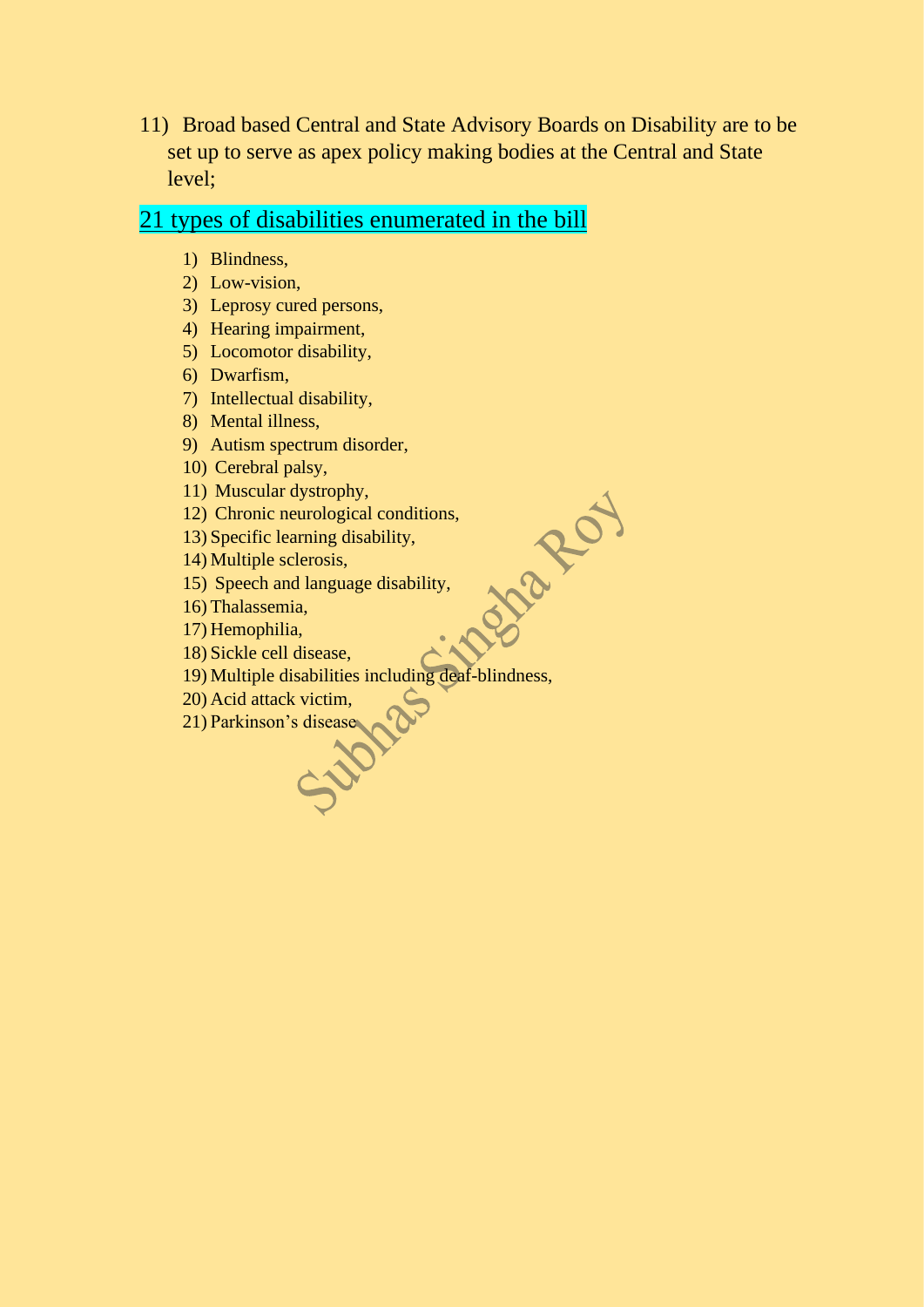11) Broad based Central and State Advisory Boards on Disability are to be set up to serve as apex policy making bodies at the Central and State level;

## 21 types of disabilities enumerated in the bill

1) Blindness,
2) Low-vision,
3) Leprosy cured persons,
4) Hearing impairment,
5) Locomotor disability,
6) Dwarfism,
7) Intellectual disability,
8) Mental illness,
9) Autism spectrum disorder,
10) Cerebral palsy,
11) Muscular dystrophy,
12) Chronic neurological conditions,
13) Specific learning disability,
14) Multiple sclerosis,
15) Speech and language disability,
16) Thalassemia,
17) Hemophilia,
18) Sickle cell disease,
19) Multiple disabilities including deaf-blindness,
20) Acid attack victim,
21) Parkinson's disease